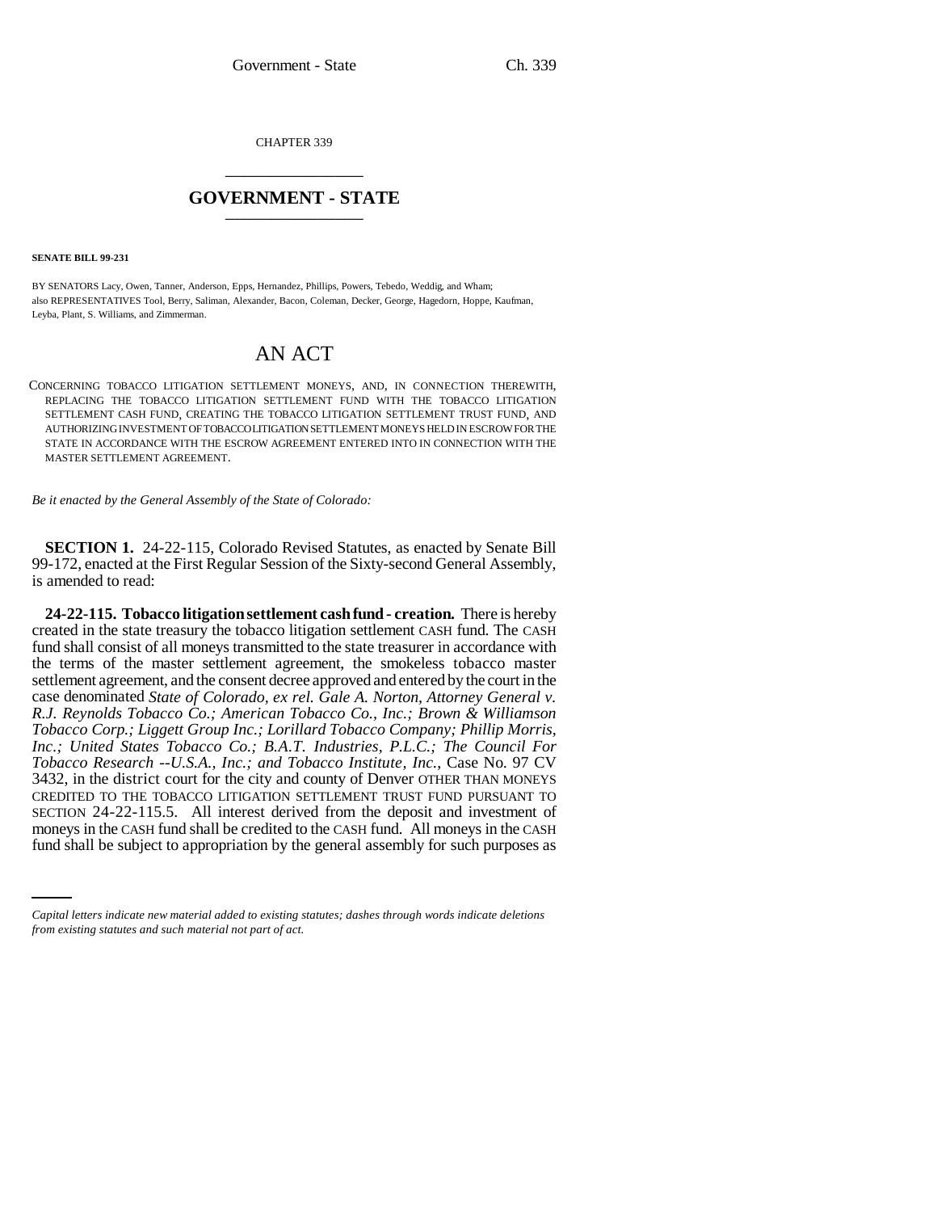CHAPTER 339

# GOVERNMENT - STATE

**SENATE BILL 99-231**

BY SENATORS Lacy, Owen, Tanner, Anderson, Epps, Hernandez, Phillips, Powers, Tebedo, Weddig, and Wham;
also REPRESENTATIVES Tool, Berry, Saliman, Alexander, Bacon, Coleman, Decker, George, Hagedorn, Hoppe, Kaufman, Leyba, Plant, S. Williams, and Zimmerman.

# AN ACT

CONCERNING TOBACCO LITIGATION SETTLEMENT MONEYS, AND, IN CONNECTION THEREWITH, REPLACING THE TOBACCO LITIGATION SETTLEMENT FUND WITH THE TOBACCO LITIGATION SETTLEMENT CASH FUND, CREATING THE TOBACCO LITIGATION SETTLEMENT TRUST FUND, AND AUTHORIZING INVESTMENT OF TOBACCO LITIGATION SETTLEMENT MONEYS HELD IN ESCROW FOR THE STATE IN ACCORDANCE WITH THE ESCROW AGREEMENT ENTERED INTO IN CONNECTION WITH THE MASTER SETTLEMENT AGREEMENT.

*Be it enacted by the General Assembly of the State of Colorado:*

**SECTION 1.** 24-22-115, Colorado Revised Statutes, as enacted by Senate Bill 99-172, enacted at the First Regular Session of the Sixty-second General Assembly, is amended to read:

**24-22-115. Tobacco litigation settlement cash fund - creation.** There is hereby created in the state treasury the tobacco litigation settlement CASH fund. The CASH fund shall consist of all moneys transmitted to the state treasurer in accordance with the terms of the master settlement agreement, the smokeless tobacco master settlement agreement, and the consent decree approved and entered by the court in the case denominated *State of Colorado, ex rel. Gale A. Norton, Attorney General v. R.J. Reynolds Tobacco Co.; American Tobacco Co., Inc.; Brown & Williamson Tobacco Corp.; Liggett Group Inc.; Lorillard Tobacco Company; Phillip Morris, Inc.; United States Tobacco Co.; B.A.T. Industries, P.L.C.; The Council For Tobacco Research --U.S.A., Inc.; and Tobacco Institute, Inc.*, Case No. 97 CV 3432, in the district court for the city and county of Denver OTHER THAN MONEYS CREDITED TO THE TOBACCO LITIGATION SETTLEMENT TRUST FUND PURSUANT TO SECTION 24-22-115.5. All interest derived from the deposit and investment of moneys in the CASH fund shall be credited to the CASH fund. All moneys in the CASH fund shall be subject to appropriation by the general assembly for such purposes as

*Capital letters indicate new material added to existing statutes; dashes through words indicate deletions from existing statutes and such material not part of act.*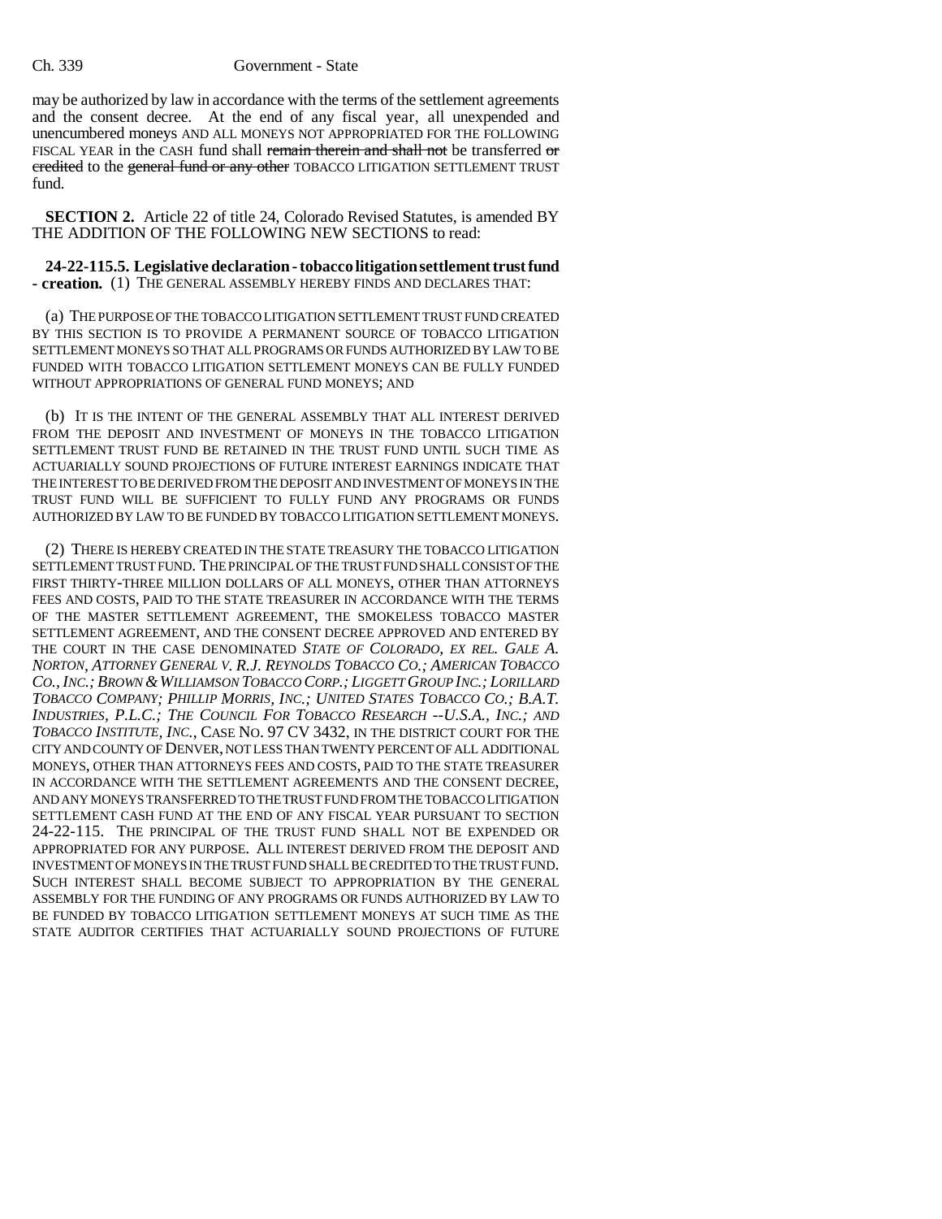may be authorized by law in accordance with the terms of the settlement agreements and the consent decree. At the end of any fiscal year, all unexpended and unencumbered moneys AND ALL MONEYS NOT APPROPRIATED FOR THE FOLLOWING FISCAL YEAR in the CASH fund shall ~~remain therein and shall not~~ be transferred ~~or credited~~ to the ~~general fund or any other~~ TOBACCO LITIGATION SETTLEMENT TRUST fund.

**SECTION 2.** Article 22 of title 24, Colorado Revised Statutes, is amended BY THE ADDITION OF THE FOLLOWING NEW SECTIONS to read:

**24-22-115.5. Legislative declaration - tobacco litigation settlement trust fund - creation.** (1) THE GENERAL ASSEMBLY HEREBY FINDS AND DECLARES THAT:

(a) THE PURPOSE OF THE TOBACCO LITIGATION SETTLEMENT TRUST FUND CREATED BY THIS SECTION IS TO PROVIDE A PERMANENT SOURCE OF TOBACCO LITIGATION SETTLEMENT MONEYS SO THAT ALL PROGRAMS OR FUNDS AUTHORIZED BY LAW TO BE FUNDED WITH TOBACCO LITIGATION SETTLEMENT MONEYS CAN BE FULLY FUNDED WITHOUT APPROPRIATIONS OF GENERAL FUND MONEYS; AND

(b) IT IS THE INTENT OF THE GENERAL ASSEMBLY THAT ALL INTEREST DERIVED FROM THE DEPOSIT AND INVESTMENT OF MONEYS IN THE TOBACCO LITIGATION SETTLEMENT TRUST FUND BE RETAINED IN THE TRUST FUND UNTIL SUCH TIME AS ACTUARIALLY SOUND PROJECTIONS OF FUTURE INTEREST EARNINGS INDICATE THAT THE INTEREST TO BE DERIVED FROM THE DEPOSIT AND INVESTMENT OF MONEYS IN THE TRUST FUND WILL BE SUFFICIENT TO FULLY FUND ANY PROGRAMS OR FUNDS AUTHORIZED BY LAW TO BE FUNDED BY TOBACCO LITIGATION SETTLEMENT MONEYS.

(2) THERE IS HEREBY CREATED IN THE STATE TREASURY THE TOBACCO LITIGATION SETTLEMENT TRUST FUND. THE PRINCIPAL OF THE TRUST FUND SHALL CONSIST OF THE FIRST THIRTY-THREE MILLION DOLLARS OF ALL MONEYS, OTHER THAN ATTORNEYS FEES AND COSTS, PAID TO THE STATE TREASURER IN ACCORDANCE WITH THE TERMS OF THE MASTER SETTLEMENT AGREEMENT, THE SMOKELESS TOBACCO MASTER SETTLEMENT AGREEMENT, AND THE CONSENT DECREE APPROVED AND ENTERED BY THE COURT IN THE CASE DENOMINATED *STATE OF COLORADO, EX REL. GALE A. NORTON, ATTORNEY GENERAL V. R.J. REYNOLDS TOBACCO CO.; AMERICAN TOBACCO CO., INC.; BROWN & WILLIAMSON TOBACCO CORP.; LIGGETT GROUP INC.; LORILLARD TOBACCO COMPANY; PHILLIP MORRIS, INC.; UNITED STATES TOBACCO CO.; B.A.T. INDUSTRIES, P.L.C.; THE COUNCIL FOR TOBACCO RESEARCH --U.S.A., INC.; AND TOBACCO INSTITUTE, INC.*, CASE NO. 97 CV 3432, IN THE DISTRICT COURT FOR THE CITY AND COUNTY OF DENVER, NOT LESS THAN TWENTY PERCENT OF ALL ADDITIONAL MONEYS, OTHER THAN ATTORNEYS FEES AND COSTS, PAID TO THE STATE TREASURER IN ACCORDANCE WITH THE SETTLEMENT AGREEMENTS AND THE CONSENT DECREE, AND ANY MONEYS TRANSFERRED TO THE TRUST FUND FROM THE TOBACCO LITIGATION SETTLEMENT CASH FUND AT THE END OF ANY FISCAL YEAR PURSUANT TO SECTION 24-22-115. THE PRINCIPAL OF THE TRUST FUND SHALL NOT BE EXPENDED OR APPROPRIATED FOR ANY PURPOSE. ALL INTEREST DERIVED FROM THE DEPOSIT AND INVESTMENT OF MONEYS IN THE TRUST FUND SHALL BE CREDITED TO THE TRUST FUND. SUCH INTEREST SHALL BECOME SUBJECT TO APPROPRIATION BY THE GENERAL ASSEMBLY FOR THE FUNDING OF ANY PROGRAMS OR FUNDS AUTHORIZED BY LAW TO BE FUNDED BY TOBACCO LITIGATION SETTLEMENT MONEYS AT SUCH TIME AS THE STATE AUDITOR CERTIFIES THAT ACTUARIALLY SOUND PROJECTIONS OF FUTURE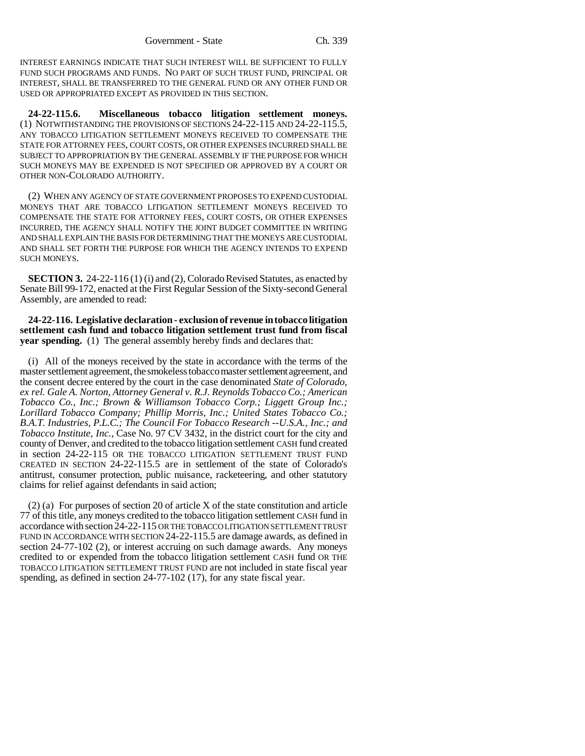INTEREST EARNINGS INDICATE THAT SUCH INTEREST WILL BE SUFFICIENT TO FULLY FUND SUCH PROGRAMS AND FUNDS. NO PART OF SUCH TRUST FUND, PRINCIPAL OR INTEREST, SHALL BE TRANSFERRED TO THE GENERAL FUND OR ANY OTHER FUND OR USED OR APPROPRIATED EXCEPT AS PROVIDED IN THIS SECTION.

**24-22-115.6. Miscellaneous tobacco litigation settlement moneys.** (1) NOTWITHSTANDING THE PROVISIONS OF SECTIONS 24-22-115 AND 24-22-115.5, ANY TOBACCO LITIGATION SETTLEMENT MONEYS RECEIVED TO COMPENSATE THE STATE FOR ATTORNEY FEES, COURT COSTS, OR OTHER EXPENSES INCURRED SHALL BE SUBJECT TO APPROPRIATION BY THE GENERAL ASSEMBLY IF THE PURPOSE FOR WHICH SUCH MONEYS MAY BE EXPENDED IS NOT SPECIFIED OR APPROVED BY A COURT OR OTHER NON-COLORADO AUTHORITY.

(2) WHEN ANY AGENCY OF STATE GOVERNMENT PROPOSES TO EXPEND CUSTODIAL MONEYS THAT ARE TOBACCO LITIGATION SETTLEMENT MONEYS RECEIVED TO COMPENSATE THE STATE FOR ATTORNEY FEES, COURT COSTS, OR OTHER EXPENSES INCURRED, THE AGENCY SHALL NOTIFY THE JOINT BUDGET COMMITTEE IN WRITING AND SHALL EXPLAIN THE BASIS FOR DETERMINING THAT THE MONEYS ARE CUSTODIAL AND SHALL SET FORTH THE PURPOSE FOR WHICH THE AGENCY INTENDS TO EXPEND SUCH MONEYS.

**SECTION 3.** 24-22-116 (1) (i) and (2), Colorado Revised Statutes, as enacted by Senate Bill 99-172, enacted at the First Regular Session of the Sixty-second General Assembly, are amended to read:

**24-22-116. Legislative declaration - exclusion of revenue in tobacco litigation settlement cash fund and tobacco litigation settlement trust fund from fiscal year spending.** (1) The general assembly hereby finds and declares that:

(i) All of the moneys received by the state in accordance with the terms of the master settlement agreement, the smokeless tobacco master settlement agreement, and the consent decree entered by the court in the case denominated *State of Colorado, ex rel. Gale A. Norton, Attorney General v. R.J. Reynolds Tobacco Co.; American Tobacco Co., Inc.; Brown & Williamson Tobacco Corp.; Liggett Group Inc.; Lorillard Tobacco Company; Phillip Morris, Inc.; United States Tobacco Co.; B.A.T. Industries, P.L.C.; The Council For Tobacco Research --U.S.A., Inc.; and Tobacco Institute, Inc.*, Case No. 97 CV 3432, in the district court for the city and county of Denver, and credited to the tobacco litigation settlement CASH fund created in section 24-22-115 OR THE TOBACCO LITIGATION SETTLEMENT TRUST FUND CREATED IN SECTION 24-22-115.5 are in settlement of the state of Colorado's antitrust, consumer protection, public nuisance, racketeering, and other statutory claims for relief against defendants in said action;

(2) (a) For purposes of section 20 of article X of the state constitution and article 77 of this title, any moneys credited to the tobacco litigation settlement CASH fund in accordance with section 24-22-115 OR THE TOBACCO LITIGATION SETTLEMENT TRUST FUND IN ACCORDANCE WITH SECTION 24-22-115.5 are damage awards, as defined in section 24-77-102 (2), or interest accruing on such damage awards. Any moneys credited to or expended from the tobacco litigation settlement CASH fund OR THE TOBACCO LITIGATION SETTLEMENT TRUST FUND are not included in state fiscal year spending, as defined in section 24-77-102 (17), for any state fiscal year.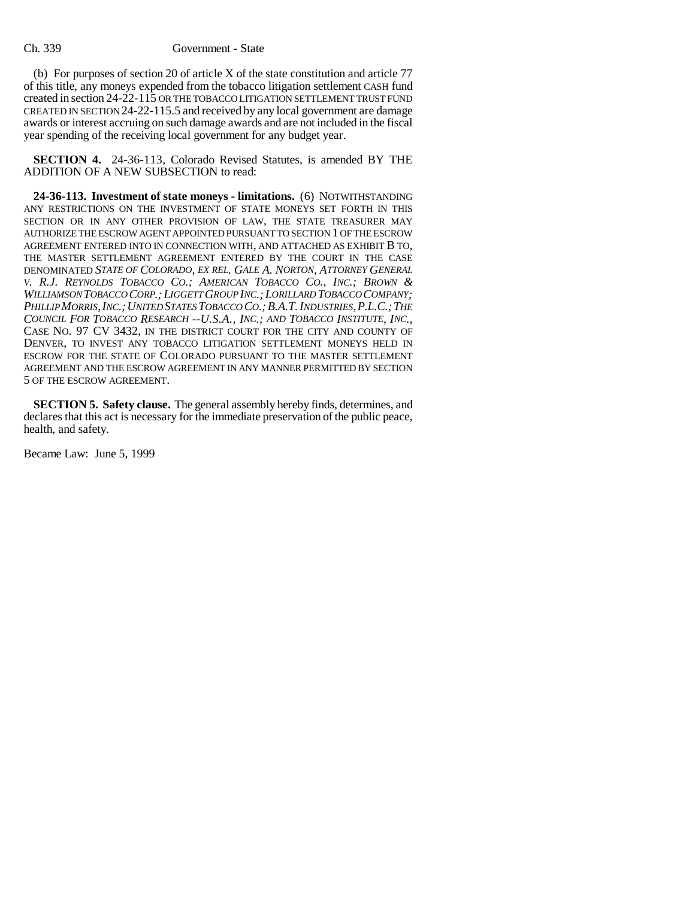(b) For purposes of section 20 of article X of the state constitution and article 77 of this title, any moneys expended from the tobacco litigation settlement CASH fund created in section 24-22-115 OR THE TOBACCO LITIGATION SETTLEMENT TRUST FUND CREATED IN SECTION 24-22-115.5 and received by any local government are damage awards or interest accruing on such damage awards and are not included in the fiscal year spending of the receiving local government for any budget year.

**SECTION 4.** 24-36-113, Colorado Revised Statutes, is amended BY THE ADDITION OF A NEW SUBSECTION to read:

**24-36-113. Investment of state moneys - limitations.** (6) NOTWITHSTANDING ANY RESTRICTIONS ON THE INVESTMENT OF STATE MONEYS SET FORTH IN THIS SECTION OR IN ANY OTHER PROVISION OF LAW, THE STATE TREASURER MAY AUTHORIZE THE ESCROW AGENT APPOINTED PURSUANT TO SECTION 1 OF THE ESCROW AGREEMENT ENTERED INTO IN CONNECTION WITH, AND ATTACHED AS EXHIBIT B TO, THE MASTER SETTLEMENT AGREEMENT ENTERED BY THE COURT IN THE CASE DENOMINATED *STATE OF COLORADO, EX REL. GALE A. NORTON, ATTORNEY GENERAL V. R.J. REYNOLDS TOBACCO CO.; AMERICAN TOBACCO CO., INC.; BROWN & WILLIAMSON TOBACCO CORP.; LIGGETT GROUP INC.; LORILLARD TOBACCO COMPANY; PHILLIP MORRIS, INC.; UNITED STATES TOBACCO CO.; B.A.T. INDUSTRIES, P.L.C.; THE COUNCIL FOR TOBACCO RESEARCH --U.S.A., INC.; AND TOBACCO INSTITUTE, INC.*, CASE NO. 97 CV 3432, IN THE DISTRICT COURT FOR THE CITY AND COUNTY OF DENVER, TO INVEST ANY TOBACCO LITIGATION SETTLEMENT MONEYS HELD IN ESCROW FOR THE STATE OF COLORADO PURSUANT TO THE MASTER SETTLEMENT AGREEMENT AND THE ESCROW AGREEMENT IN ANY MANNER PERMITTED BY SECTION 5 OF THE ESCROW AGREEMENT.

**SECTION 5. Safety clause.** The general assembly hereby finds, determines, and declares that this act is necessary for the immediate preservation of the public peace, health, and safety.

Became Law: June 5, 1999